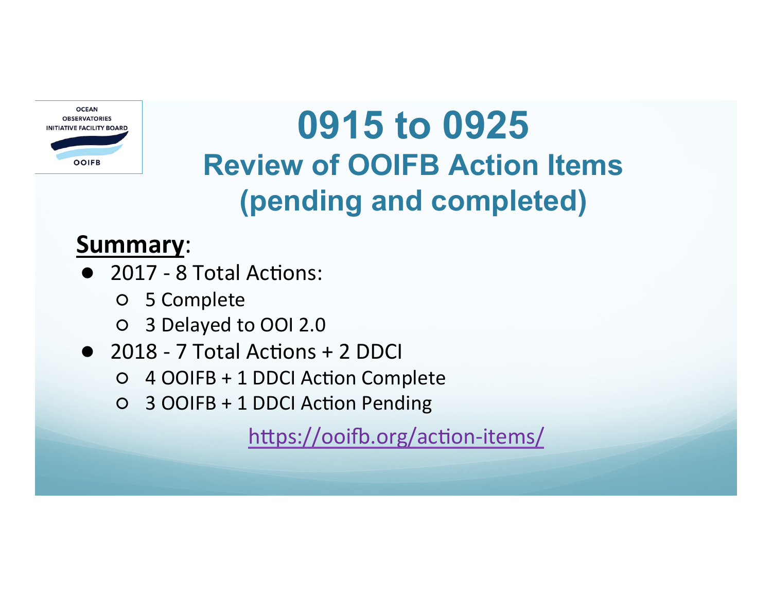OCEAN OBSERVATORIES INITIATIVE FACILITY BOARD

OOIFB

# 0915 to 0925

## Review of OOIFB Action Items (pending and completed)

**Summary**:

- 2017 - 8 Total Actions:
  - 5 Complete
  - 3 Delayed to OOI 2.0
- 2018 - 7 Total Actions + 2 DDCI
  - 4 OOIFB + 1 DDCI Action Complete
  - 3 OOIFB + 1 DDCI Action Pending

https://ooifb.org/action-items/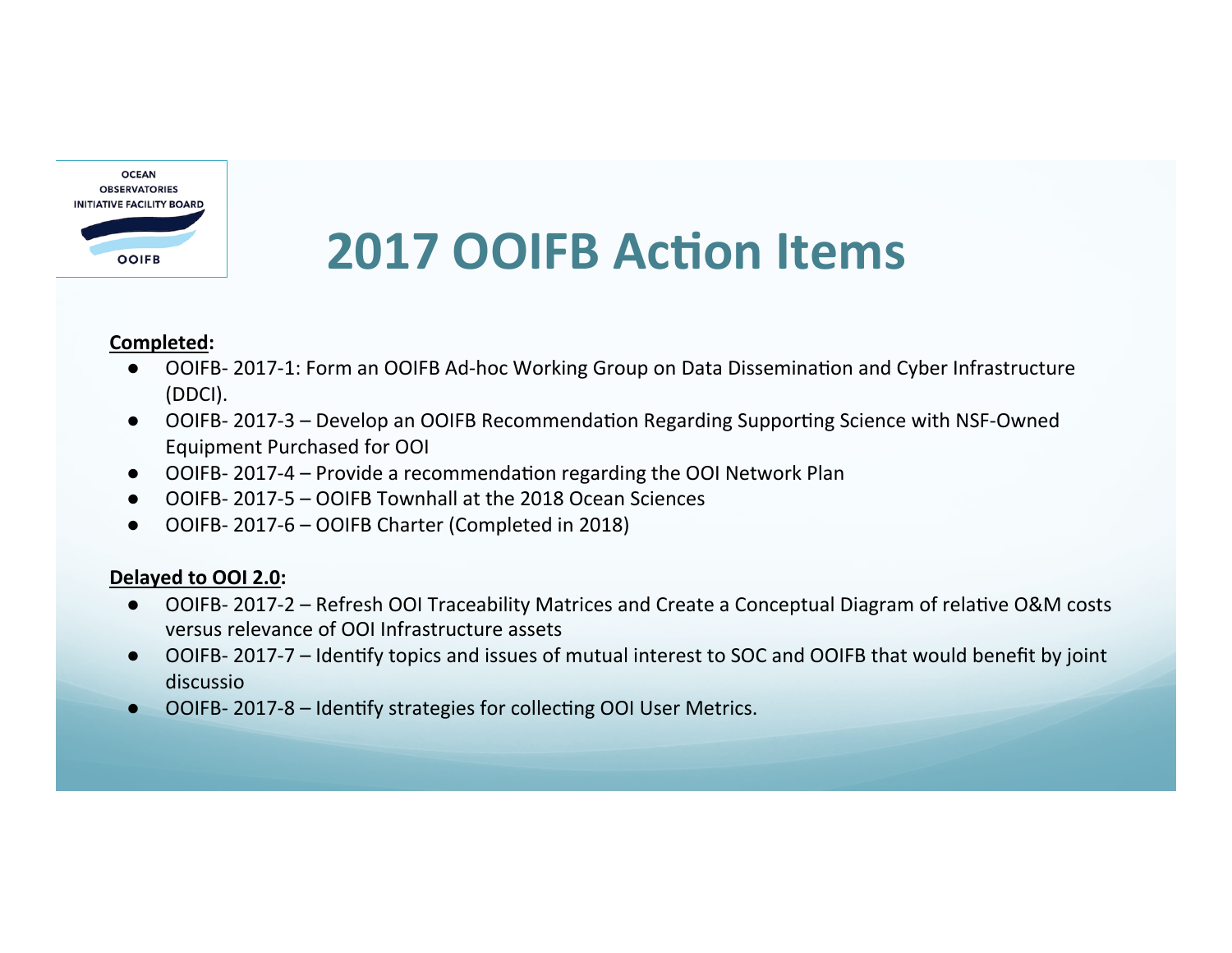OCEAN OBSERVATORIES INITIATIVE FACILITY BOARD

OOIFB

# 2017 OOIFB Action Items

**Completed:**

- OOIFB- 2017-1: Form an OOIFB Ad-hoc Working Group on Data Dissemination and Cyber Infrastructure (DDCI).
- OOIFB- 2017-3 – Develop an OOIFB Recommendation Regarding Supporting Science with NSF-Owned Equipment Purchased for OOI
- OOIFB- 2017-4 – Provide a recommendation regarding the OOI Network Plan
- OOIFB- 2017-5 – OOIFB Townhall at the 2018 Ocean Sciences
- OOIFB- 2017-6 – OOIFB Charter (Completed in 2018)

**Delayed to OOI 2.0:**

- OOIFB- 2017-2 – Refresh OOI Traceability Matrices and Create a Conceptual Diagram of relative O&M costs versus relevance of OOI Infrastructure assets
- OOIFB- 2017-7 – Identify topics and issues of mutual interest to SOC and OOIFB that would benefit by joint discussio
- OOIFB- 2017-8 – Identify strategies for collecting OOI User Metrics.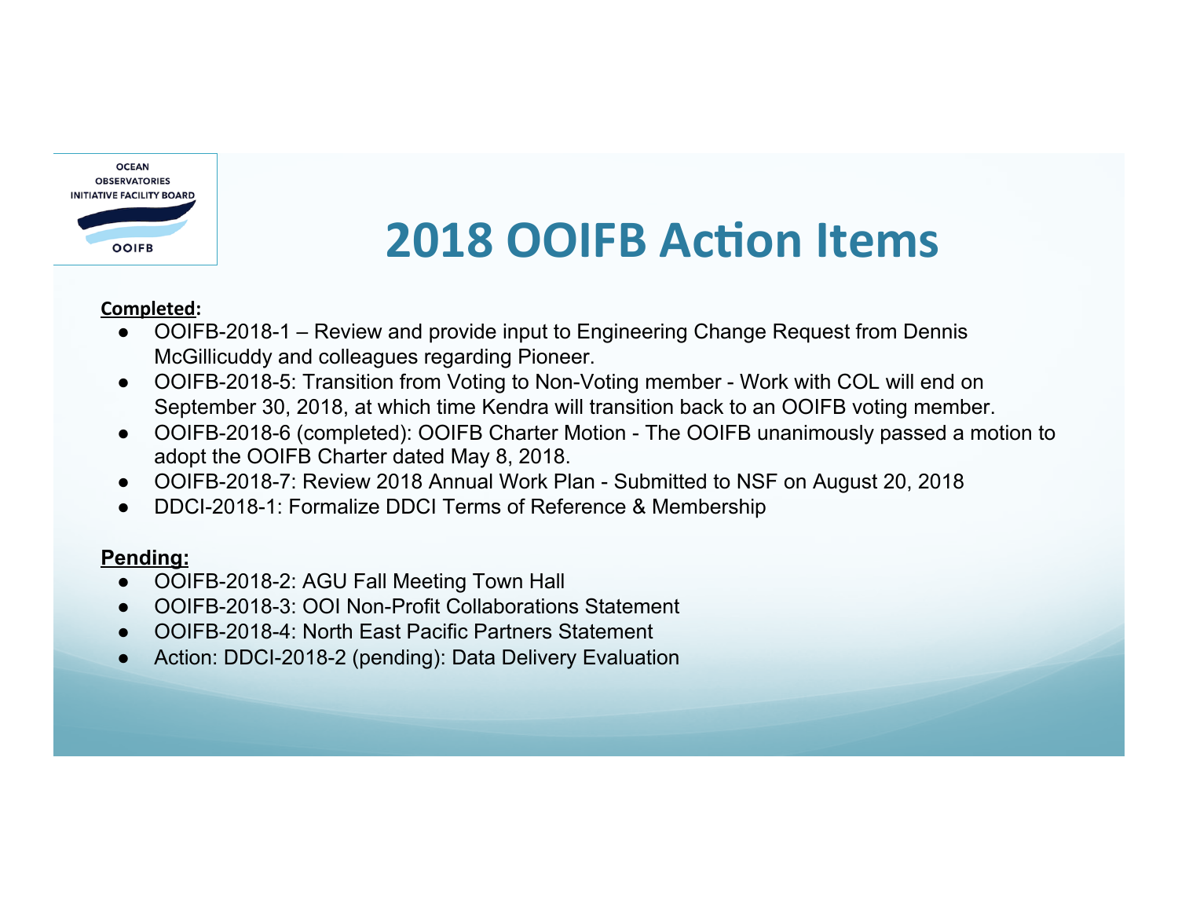OCEAN OBSERVATORIES INITIATIVE FACILITY BOARD

OOIFB

# 2018 OOIFB Action Items

**Completed:**

- OOIFB-2018-1 – Review and provide input to Engineering Change Request from Dennis McGillicuddy and colleagues regarding Pioneer.
- OOIFB-2018-5: Transition from Voting to Non-Voting member - Work with COL will end on September 30, 2018, at which time Kendra will transition back to an OOIFB voting member.
- OOIFB-2018-6 (completed): OOIFB Charter Motion - The OOIFB unanimously passed a motion to adopt the OOIFB Charter dated May 8, 2018.
- OOIFB-2018-7: Review 2018 Annual Work Plan - Submitted to NSF on August 20, 2018
- DDCI-2018-1: Formalize DDCI Terms of Reference & Membership

**Pending:**

- OOIFB-2018-2: AGU Fall Meeting Town Hall
- OOIFB-2018-3: OOI Non-Profit Collaborations Statement
- OOIFB-2018-4: North East Pacific Partners Statement
- Action: DDCI-2018-2 (pending): Data Delivery Evaluation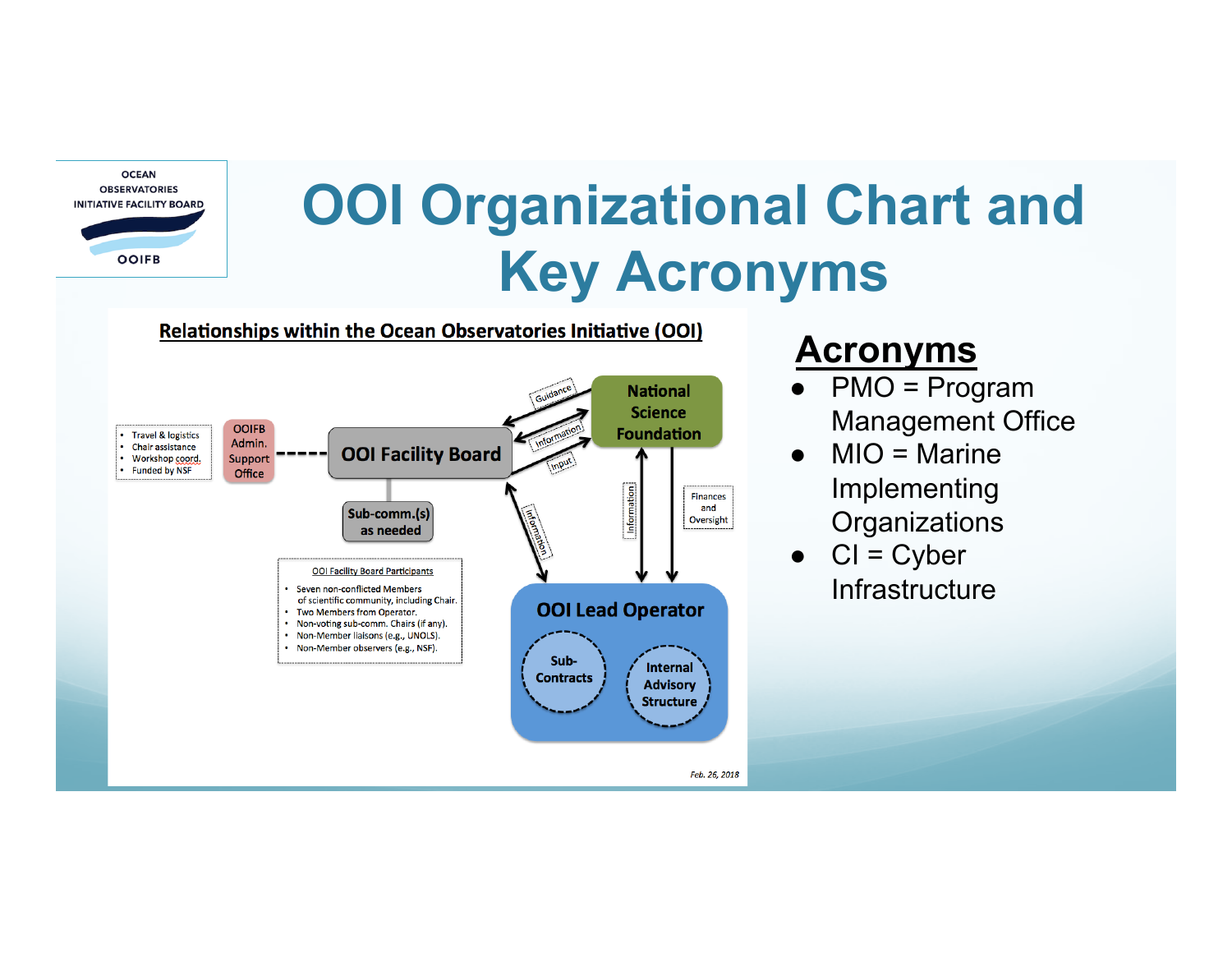# OOI Organizational Chart and Key Acronyms

OCEAN OBSERVATORIES INITIATIVE FACILITY BOARD

OOIFB

**Relationships within the Ocean Observatories Initiative (OOI)**

- Travel & logistics
- Chair assistance
- Workshop coord.
- Funded by NSF

OOIFB Admin. Support Office

OOI Facility Board

Sub-comm.(s) as needed

National Science Foundation

Guidance

Information

Input

Information

Information

Finances and Oversight

OOI Facility Board Participants

- Seven non-conflicted Members of scientific community, including Chair.
- Two Members from Operator.
- Non-voting sub-comm. Chairs (if any).
- Non-Member liaisons (e.g., UNOLS).
- Non-Member observers (e.g., NSF).

OOI Lead Operator

Sub-Contracts

Internal Advisory Structure

Feb. 26, 2018

## Acronyms

- PMO = Program Management Office
- MIO = Marine Implementing Organizations
- CI = Cyber Infrastructure